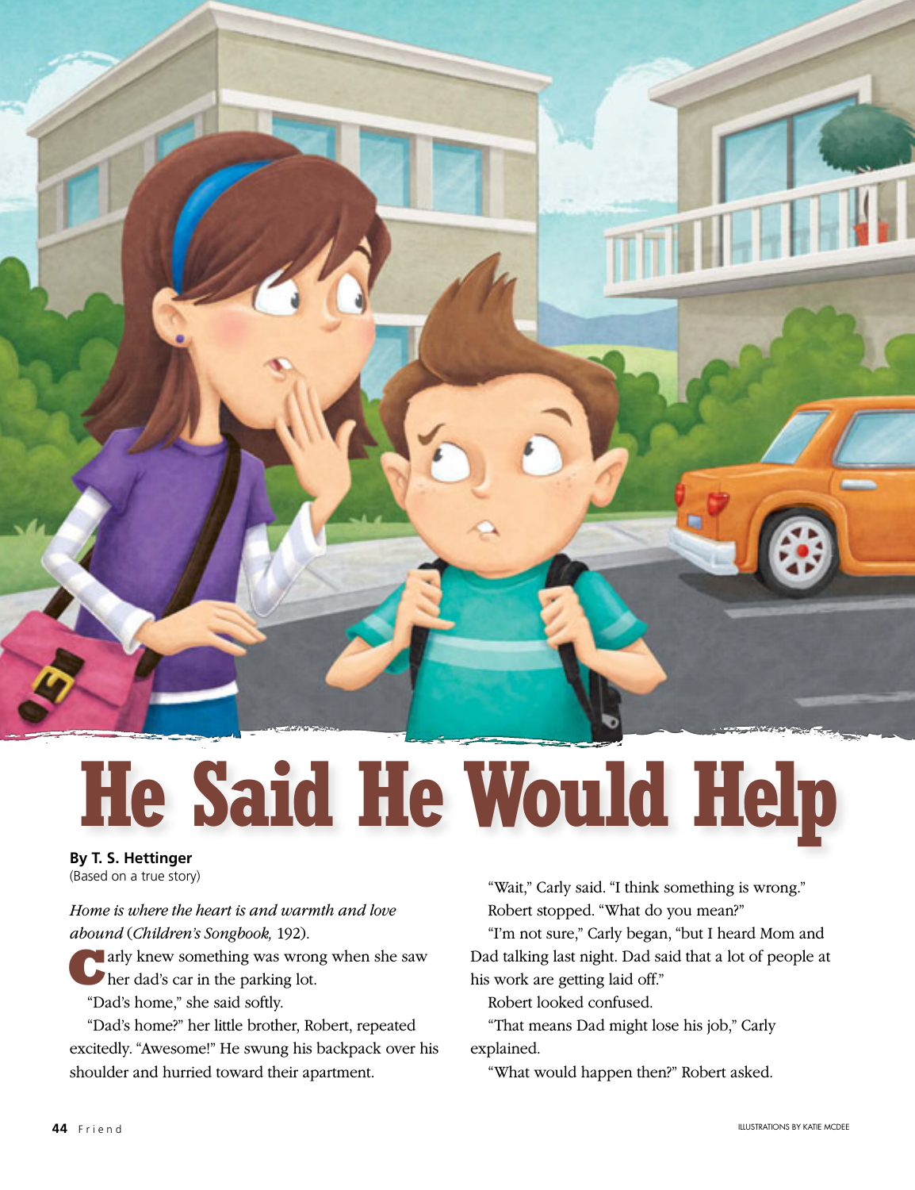# He Said He Would Help

**By T. S. Hettinger**
(Based on a true story)

*Home is where the heart is and warmth and love abound* (*Children's Songbook,* 192).

Carly knew something was wrong when she saw her dad's car in the parking lot.

"Dad's home," she said softly.

"Dad's home?" her little brother, Robert, repeated excitedly. "Awesome!" He swung his backpack over his shoulder and hurried toward their apartment.

"Wait," Carly said. "I think something is wrong."

Robert stopped. "What do you mean?"

"I'm not sure," Carly began, "but I heard Mom and Dad talking last night. Dad said that a lot of people at his work are getting laid off."

Robert looked confused.

"That means Dad might lose his job," Carly explained.

"What would happen then?" Robert asked.

ILLUSTRATIONS BY KATIE MCDEE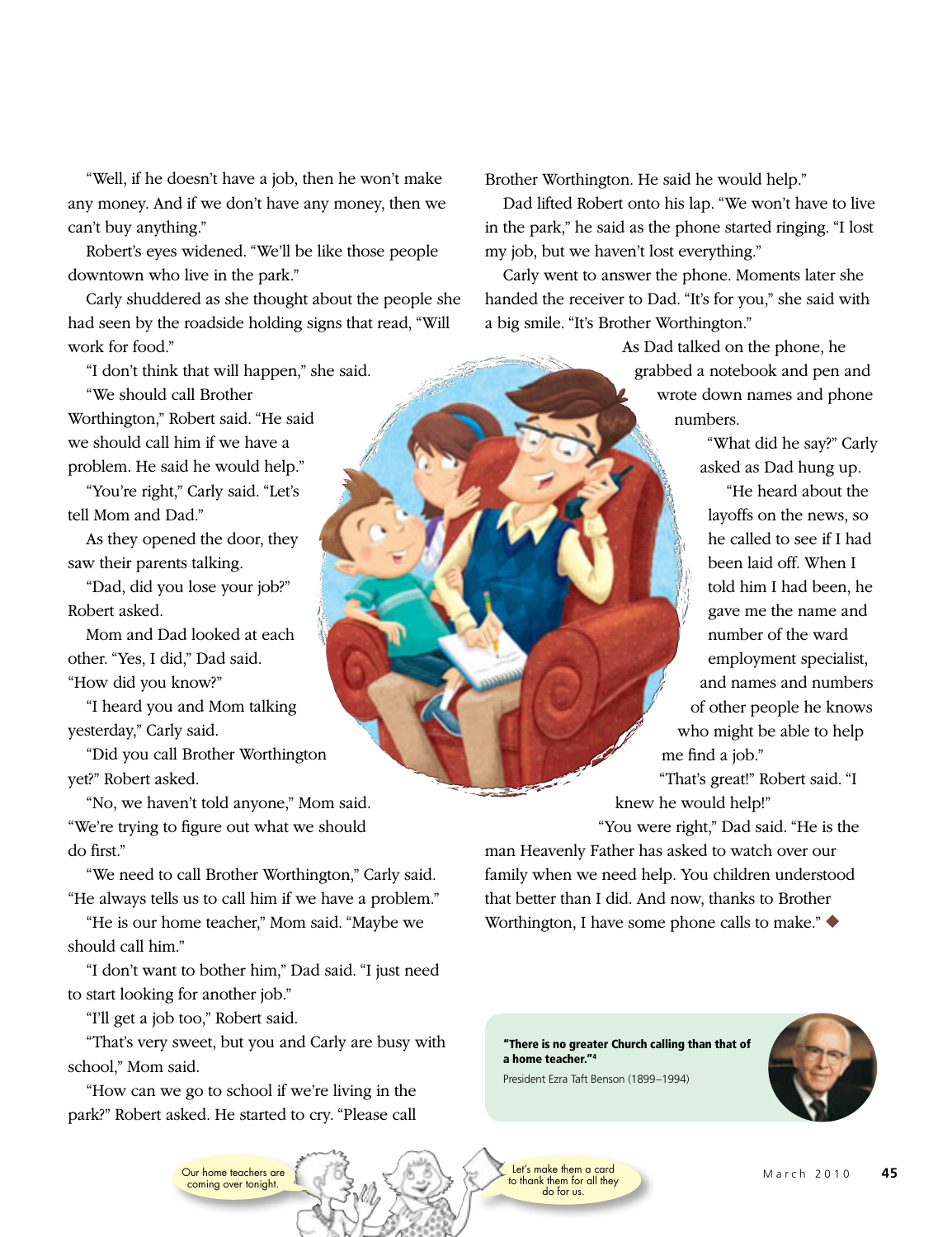"Well, if he doesn't have a job, then he won't make any money. And if we don't have any money, then we can't buy anything."

Robert's eyes widened. "We'll be like those people downtown who live in the park."

Carly shuddered as she thought about the people she had seen by the roadside holding signs that read, "Will work for food."

"I don't think that will happen," she said.

"We should call Brother Worthington," Robert said. "He said we should call him if we have a problem. He said he would help."

"You're right," Carly said. "Let's tell Mom and Dad."

As they opened the door, they saw their parents talking.

"Dad, did you lose your job?" Robert asked.

Mom and Dad looked at each other. "Yes, I did," Dad said. "How did you know?"

"I heard you and Mom talking yesterday," Carly said.

"Did you call Brother Worthington yet?" Robert asked.

"No, we haven't told anyone," Mom said. "We're trying to figure out what we should do first."

"We need to call Brother Worthington," Carly said. "He always tells us to call him if we have a problem."

"He is our home teacher," Mom said. "Maybe we should call him."

"I don't want to bother him," Dad said. "I just need to start looking for another job."

"I'll get a job too," Robert said.

"That's very sweet, but you and Carly are busy with school," Mom said.

"How can we go to school if we're living in the park?" Robert asked. He started to cry. "Please call Brother Worthington. He said he would help."

Dad lifted Robert onto his lap. "We won't have to live in the park," he said as the phone started ringing. "I lost my job, but we haven't lost everything."

Carly went to answer the phone. Moments later she handed the receiver to Dad. "It's for you," she said with a big smile. "It's Brother Worthington."

As Dad talked on the phone, he grabbed a notebook and pen and wrote down names and phone numbers.

"What did he say?" Carly asked as Dad hung up.

"He heard about the layoffs on the news, so he called to see if I had been laid off. When I told him I had been, he gave me the name and number of the ward employment specialist, and names and numbers of other people he knows who might be able to help me find a job."

"That's great!" Robert said. "I knew he would help!"

"You were right," Dad said. "He is the man Heavenly Father has asked to watch over our family when we need help. You children understood that better than I did. And now, thanks to Brother Worthington, I have some phone calls to make." ◆

**"There is no greater Church calling than that of a home teacher."[4]**

President Ezra Taft Benson (1899–1994)

Our home teachers are coming over tonight.

Let's make them a card to thank them for all they do for us.